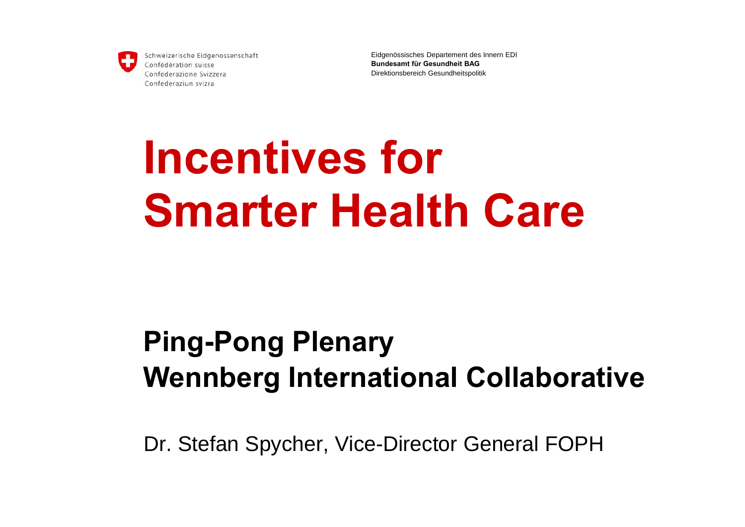Schweizerische Eidgenossenschaft
Confédération suisse
Confederazione Svizzera
Confederaziun svizra

Eidgenössisches Departement des Innern EDI
**Bundesamt für Gesundheit BAG**
Direktionsbereich Gesundheitspolitik

# Incentives for Smarter Health Care

## Ping-Pong Plenary
## Wennberg International Collaborative

Dr. Stefan Spycher, Vice-Director General FOPH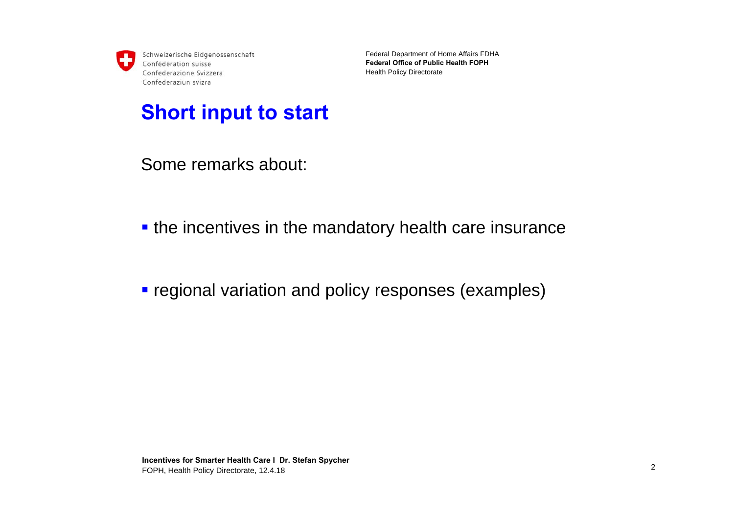# Short input to start

Some remarks about:

- the incentives in the mandatory health care insurance
- regional variation and policy responses (examples)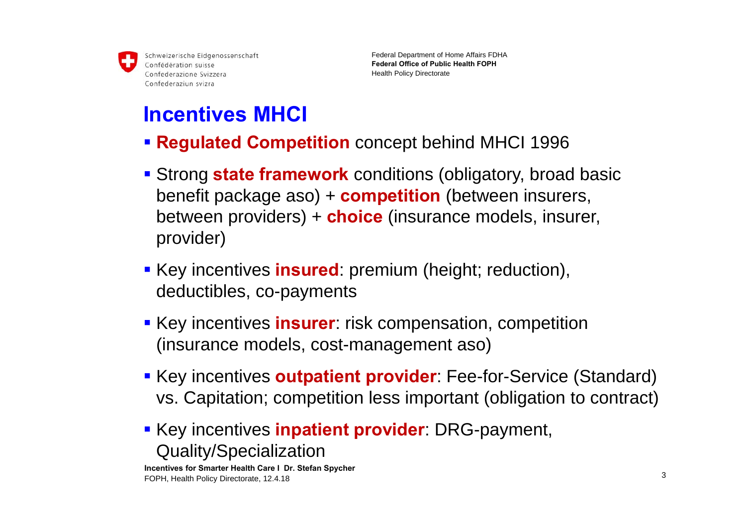## Incentives MHCI

- **Regulated Competition** concept behind MHCI 1996
- Strong **state framework** conditions (obligatory, broad basic benefit package aso) + **competition** (between insurers, between providers) + **choice** (insurance models, insurer, provider)
- Key incentives **insured**: premium (height; reduction), deductibles, co-payments
- Key incentives **insurer**: risk compensation, competition (insurance models, cost-management aso)
- Key incentives **outpatient provider**: Fee-for-Service (Standard) vs. Capitation; competition less important (obligation to contract)
- Key incentives **inpatient provider**: DRG-payment, Quality/Specialization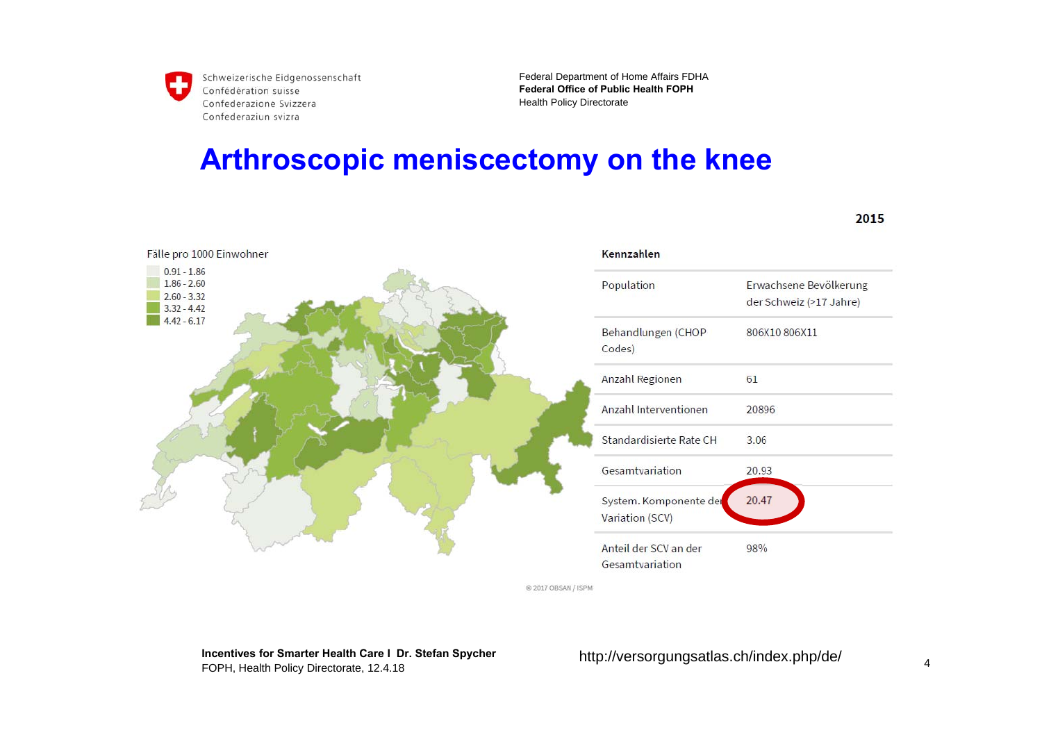# Arthroscopic meniscectomy on the knee

2015

Fälle pro 1000 Einwohner

- 0.91 - 1.86
- 1.86 - 2.60
- 2.60 - 3.32
- 3.32 - 4.42
- 4.42 - 6.17

| Kennzahlen | |
|---|---|
| Population | Erwachsene Bevölkerung der Schweiz (>17 Jahre) |
| Behandlungen (CHOP Codes) | 806X10 806X11 |
| Anzahl Regionen | 61 |
| Anzahl Interventionen | 20896 |
| Standardisierte Rate CH | 3.06 |
| Gesamtvariation | 20.93 |
| System. Komponente der Variation (SCV) | 20.47 |
| Anteil der SCV an der Gesamtvariation | 98% |

© 2017 OBSAN / ISPM

http://versorgungsatlas.ch/index.php/de/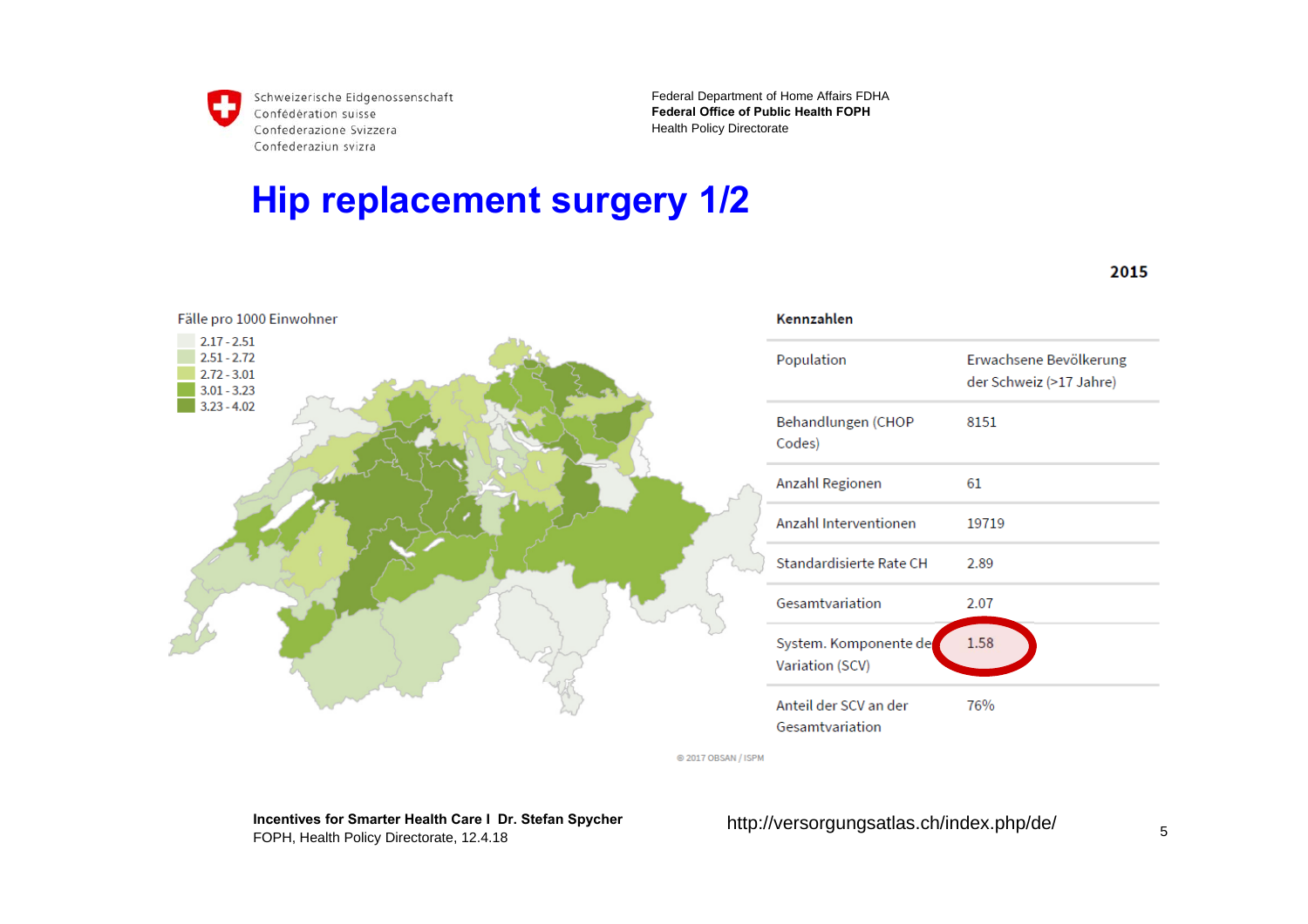# Hip replacement surgery 1/2

**2015**

Fälle pro 1000 Einwohner

- 2.17 - 2.51
- 2.51 - 2.72
- 2.72 - 3.01
- 3.01 - 3.23
- 3.23 - 4.02

| Kennzahlen | |
|---|---|
| Population | Erwachsene Bevölkerung der Schweiz (>17 Jahre) |
| Behandlungen (CHOP Codes) | 8151 |
| Anzahl Regionen | 61 |
| Anzahl Interventionen | 19719 |
| Standardisierte Rate CH | 2.89 |
| Gesamtvariation | 2.07 |
| System. Komponente der Variation (SCV) | 1.58 |
| Anteil der SCV an der Gesamtvariation | 76% |

© 2017 OBSAN / ISPM

http://versorgungsatlas.ch/index.php/de/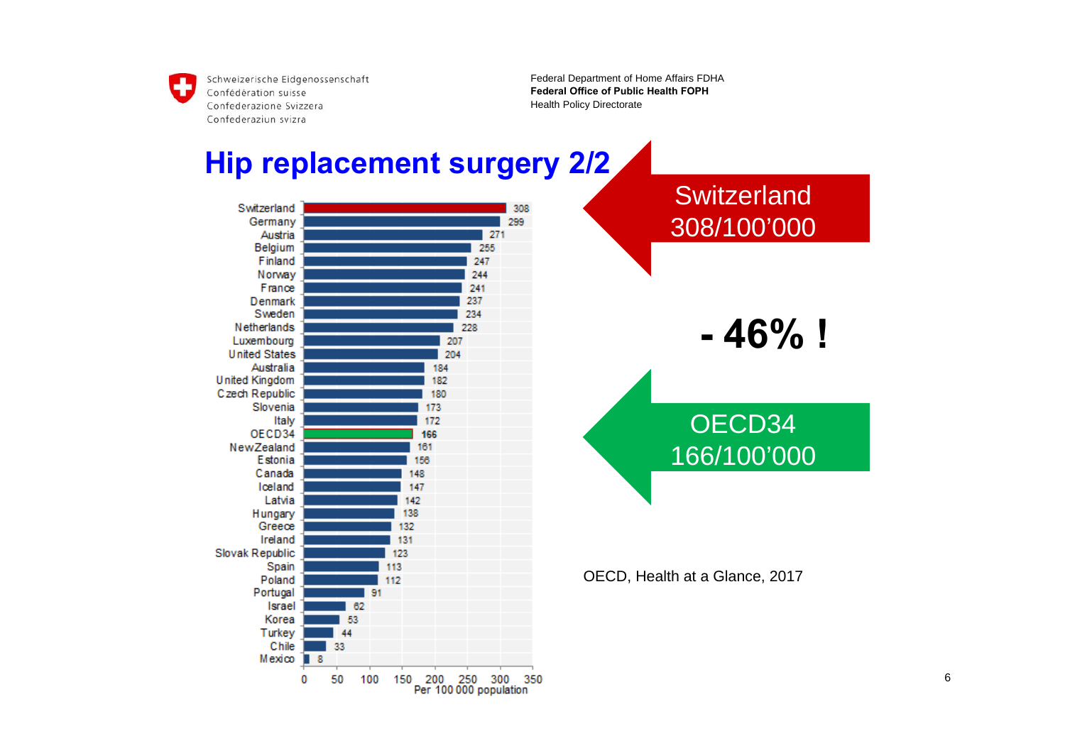Schweizerische Eidgenossenschaft
Confédération suisse
Confederazione Svizzera
Confederaziun svizra

Federal Department of Home Affairs FDHA
**Federal Office of Public Health FOPH**
Health Policy Directorate

# Hip replacement surgery 2/2

| Country | Per 100 000 population |
|---|---|
| Switzerland | 308 |
| Germany | 299 |
| Austria | 271 |
| Belgium | 255 |
| Finland | 247 |
| Norway | 244 |
| France | 241 |
| Denmark | 237 |
| Sweden | 234 |
| Netherlands | 228 |
| Luxembourg | 207 |
| United States | 204 |
| Australia | 184 |
| United Kingdom | 182 |
| Czech Republic | 180 |
| Slovenia | 173 |
| Italy | 172 |
| OECD34 | 166 |
| NewZealand | 161 |
| Estonia | 156 |
| Canada | 148 |
| Iceland | 147 |
| Latvia | 142 |
| Hungary | 138 |
| Greece | 132 |
| Ireland | 131 |
| Slovak Republic | 123 |
| Spain | 113 |
| Poland | 112 |
| Portugal | 91 |
| Israel | 62 |
| Korea | 53 |
| Turkey | 44 |
| Chile | 33 |
| Mexico | 8 |

Switzerland
308/100'000

**- 46% !**

OECD34
166/100'000

OECD, Health at a Glance, 2017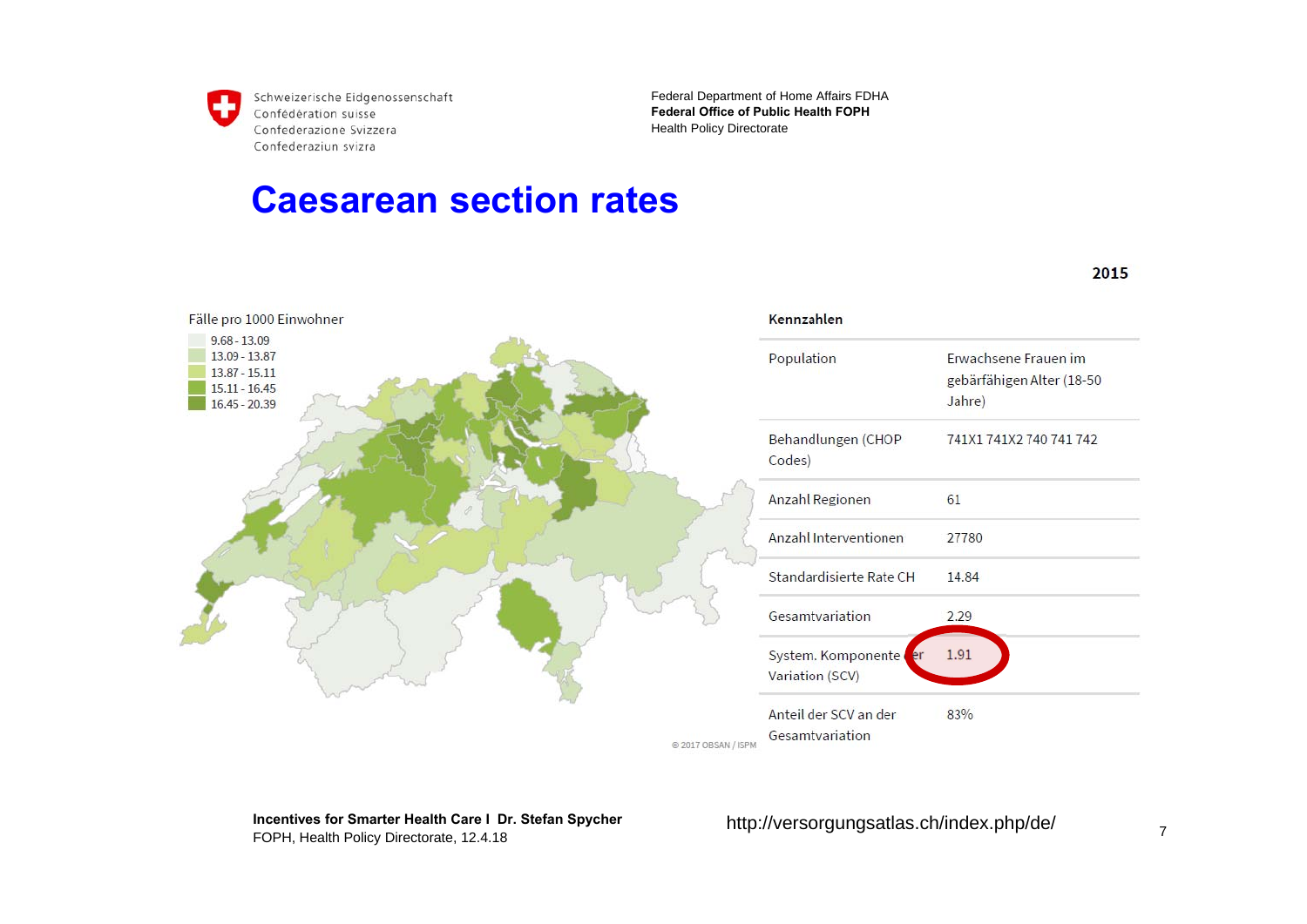Schweizerische Eidgenossenschaft
Confédération suisse
Confederazione Svizzera
Confederaziun svizra

Federal Department of Home Affairs FDHA
**Federal Office of Public Health FOPH**
Health Policy Directorate

# Caesarean section rates

2015

Fälle pro 1000 Einwohner
9.68 - 13.09
13.09 - 13.87
13.87 - 15.11
15.11 - 16.45
16.45 - 20.39

© 2017 OBSAN / ISPM

| Kennzahlen | |
|---|---|
| Population | Erwachsene Frauen im gebärfähigen Alter (18-50 Jahre) |
| Behandlungen (CHOP Codes) | 741X1 741X2 740 741 742 |
| Anzahl Regionen | 61 |
| Anzahl Interventionen | 27780 |
| Standardisierte Rate CH | 14.84 |
| Gesamtvariation | 2.29 |
| System. Komponente der Variation (SCV) | 1.91 |
| Anteil der SCV an der Gesamtvariation | 83% |

**Incentives for Smarter Health Care I Dr. Stefan Spycher**
FOPH, Health Policy Directorate, 12.4.18

http://versorgungsatlas.ch/index.php/de/